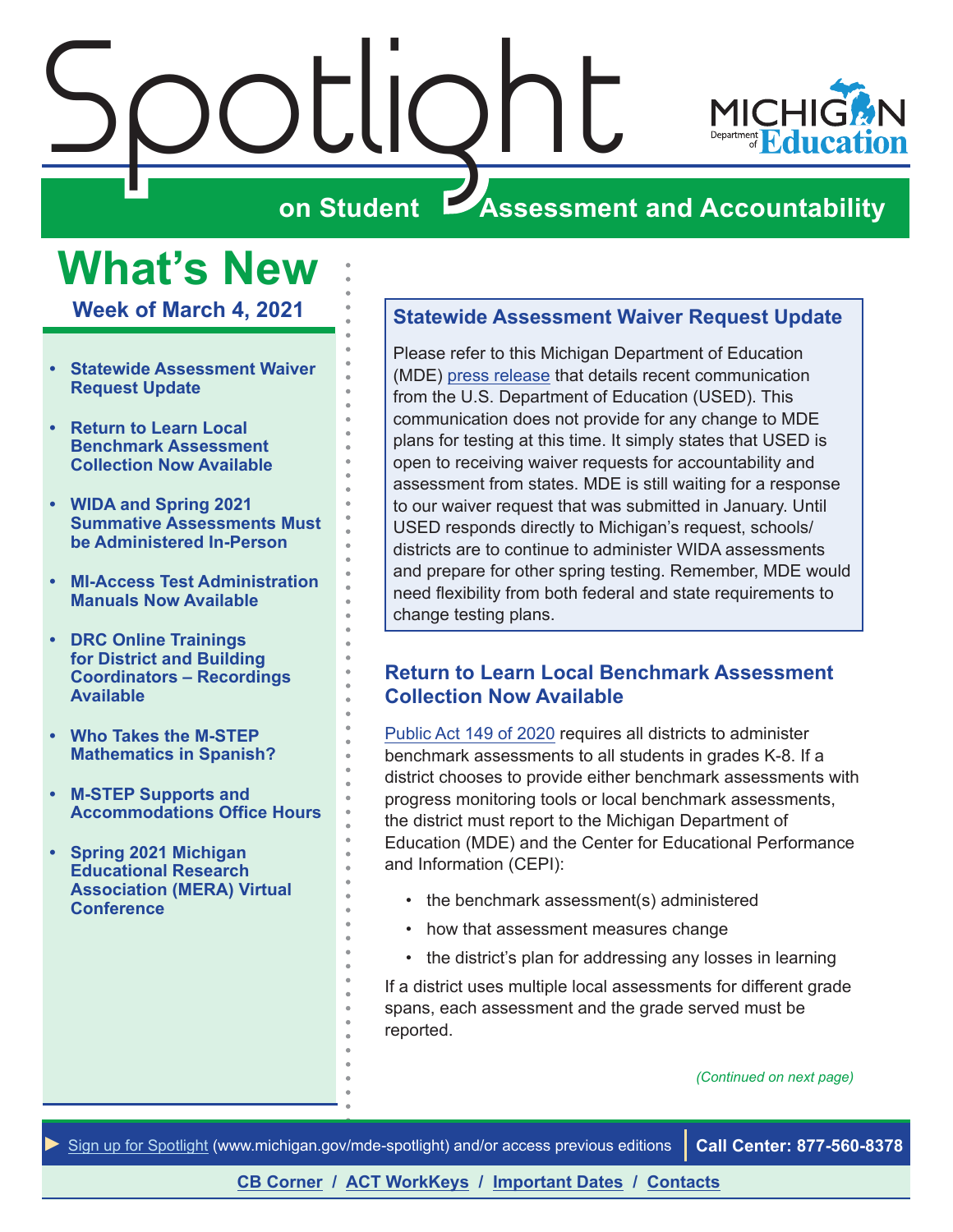# Spotlight

**on Student Assessment and Accountability**

## What's New

**Week of March 4, 2021**

- **Statewide Assessment Waiver Request Update**
- **Return to Learn Local Benchmark Assessment Collection Now Available**
- **WIDA and Spring 2021 Summative Assessments Must be Administered In-Person**
- **MI-Access Test Administration Manuals Now Available**
- **DRC Online Trainings for District and Building Coordinators – Recordings Available**
- **Who Takes the M-STEP Mathematics in Spanish?**
- **M-STEP Supports and Accommodations Office Hours**
- **Spring 2021 Michigan Educational Research Association (MERA) Virtual Conference**

### Statewide Assessment Waiver Request Update

Please refer to this Michigan Department of Education (MDE) press release that details recent communication from the U.S. Department of Education (USED). This communication does not provide for any change to MDE plans for testing at this time. It simply states that USED is open to receiving waiver requests for accountability and assessment from states. MDE is still waiting for a response to our waiver request that was submitted in January. Until USED responds directly to Michigan's request, schools/districts are to continue to administer WIDA assessments and prepare for other spring testing. Remember, MDE would need flexibility from both federal and state requirements to change testing plans.

### Return to Learn Local Benchmark Assessment Collection Now Available

Public Act 149 of 2020 requires all districts to administer benchmark assessments to all students in grades K-8. If a district chooses to provide either benchmark assessments with progress monitoring tools or local benchmark assessments, the district must report to the Michigan Department of Education (MDE) and the Center for Educational Performance and Information (CEPI):

- the benchmark assessment(s) administered
- how that assessment measures change
- the district's plan for addressing any losses in learning

If a district uses multiple local assessments for different grade spans, each assessment and the grade served must be reported.

*(Continued on next page)*

► Sign up for Spotlight (www.michigan.gov/mde-spotlight) and/or access previous editions | **Call Center: 877-560-8378**

**CB Corner / ACT WorkKeys / Important Dates / Contacts**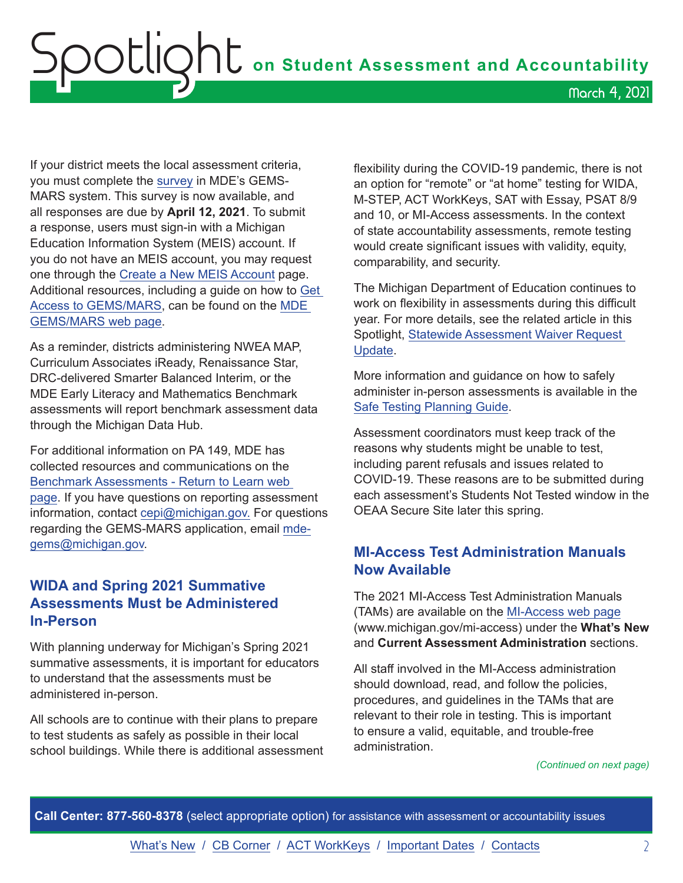If your district meets the local assessment criteria, you must complete the survey in MDE's GEMS-MARS system. This survey is now available, and all responses are due by **April 12, 2021**. To submit a response, users must sign-in with a Michigan Education Information System (MEIS) account. If you do not have an MEIS account, you may request one through the Create a New MEIS Account page. Additional resources, including a guide on how to Get Access to GEMS/MARS, can be found on the MDE GEMS/MARS web page.

As a reminder, districts administering NWEA MAP, Curriculum Associates iReady, Renaissance Star, DRC-delivered Smarter Balanced Interim, or the MDE Early Literacy and Mathematics Benchmark assessments will report benchmark assessment data through the Michigan Data Hub.

For additional information on PA 149, MDE has collected resources and communications on the Benchmark Assessments - Return to Learn web page. If you have questions on reporting assessment information, contact cepi@michigan.gov. For questions regarding the GEMS-MARS application, email mde-gems@michigan.gov.

## WIDA and Spring 2021 Summative Assessments Must be Administered In-Person

With planning underway for Michigan's Spring 2021 summative assessments, it is important for educators to understand that the assessments must be administered in-person.

All schools are to continue with their plans to prepare to test students as safely as possible in their local school buildings. While there is additional assessment flexibility during the COVID-19 pandemic, there is not an option for "remote" or "at home" testing for WIDA, M-STEP, ACT WorkKeys, SAT with Essay, PSAT 8/9 and 10, or MI-Access assessments. In the context of state accountability assessments, remote testing would create significant issues with validity, equity, comparability, and security.

The Michigan Department of Education continues to work on flexibility in assessments during this difficult year. For more details, see the related article in this Spotlight, Statewide Assessment Waiver Request Update.

More information and guidance on how to safely administer in-person assessments is available in the Safe Testing Planning Guide.

Assessment coordinators must keep track of the reasons why students might be unable to test, including parent refusals and issues related to COVID-19. These reasons are to be submitted during each assessment's Students Not Tested window in the OEAA Secure Site later this spring.

## MI-Access Test Administration Manuals Now Available

The 2021 MI-Access Test Administration Manuals (TAMs) are available on the MI-Access web page (www.michigan.gov/mi-access) under the **What's New** and **Current Assessment Administration** sections.

All staff involved in the MI-Access administration should download, read, and follow the policies, procedures, and guidelines in the TAMs that are relevant to their role in testing. This is important to ensure a valid, equitable, and trouble-free administration.

*(Continued on next page)*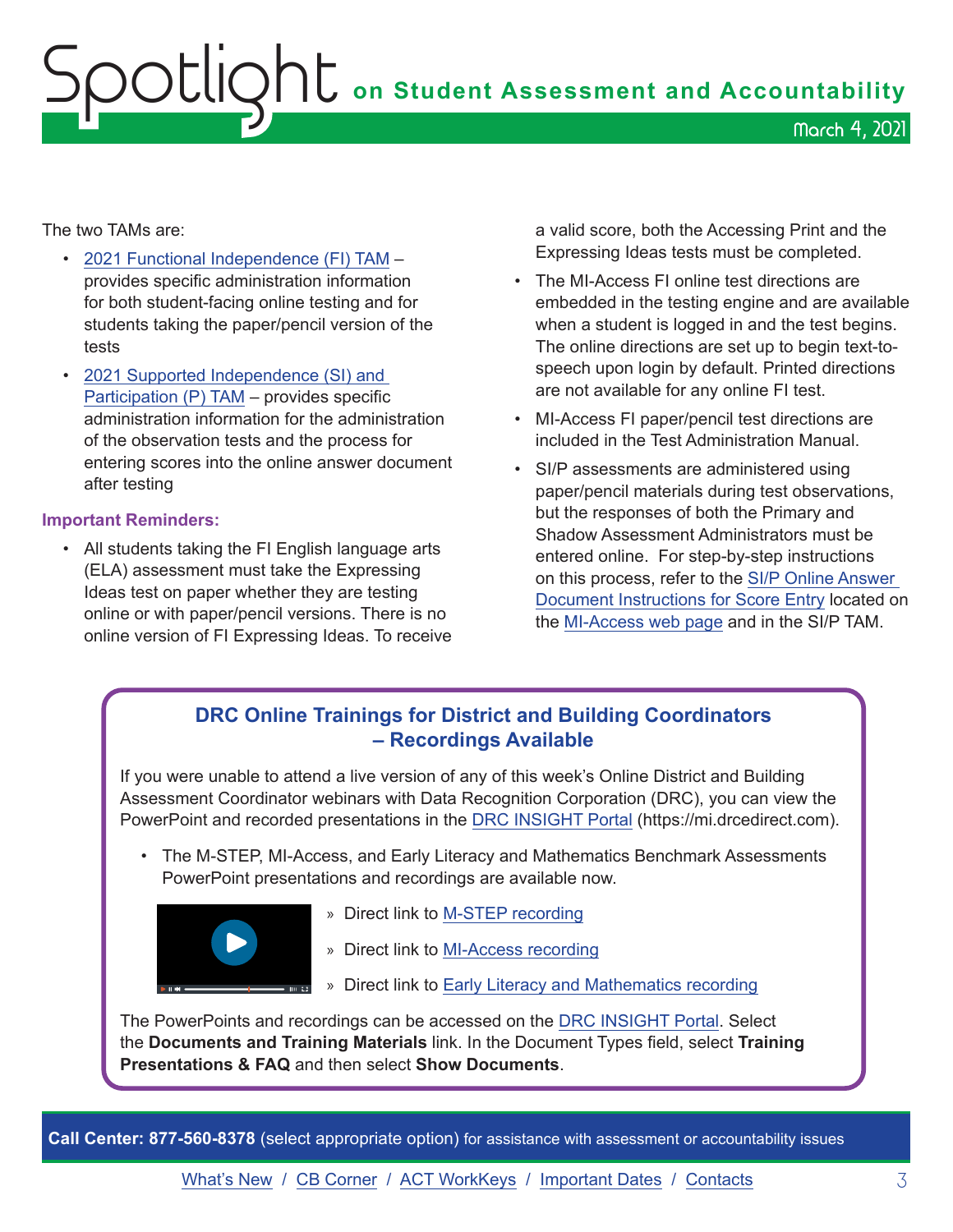The two TAMs are:

- 2021 Functional Independence (FI) TAM – provides specific administration information for both student-facing online testing and for students taking the paper/pencil version of the tests
- 2021 Supported Independence (SI) and Participation (P) TAM – provides specific administration information for the administration of the observation tests and the process for entering scores into the online answer document after testing

**Important Reminders:**

- All students taking the FI English language arts (ELA) assessment must take the Expressing Ideas test on paper whether they are testing online or with paper/pencil versions. There is no online version of FI Expressing Ideas. To receive a valid score, both the Accessing Print and the Expressing Ideas tests must be completed.
- The MI-Access FI online test directions are embedded in the testing engine and are available when a student is logged in and the test begins. The online directions are set up to begin text-to-speech upon login by default. Printed directions are not available for any online FI test.
- MI-Access FI paper/pencil test directions are included in the Test Administration Manual.
- SI/P assessments are administered using paper/pencil materials during test observations, but the responses of both the Primary and Shadow Assessment Administrators must be entered online. For step-by-step instructions on this process, refer to the SI/P Online Answer Document Instructions for Score Entry located on the MI-Access web page and in the SI/P TAM.

## DRC Online Trainings for District and Building Coordinators – Recordings Available

If you were unable to attend a live version of any of this week's Online District and Building Assessment Coordinator webinars with Data Recognition Corporation (DRC), you can view the PowerPoint and recorded presentations in the DRC INSIGHT Portal (https://mi.drcedirect.com).

- The M-STEP, MI-Access, and Early Literacy and Mathematics Benchmark Assessments PowerPoint presentations and recordings are available now.
  - Direct link to M-STEP recording
  - Direct link to MI-Access recording
  - Direct link to Early Literacy and Mathematics recording

The PowerPoints and recordings can be accessed on the DRC INSIGHT Portal. Select the **Documents and Training Materials** link. In the Document Types field, select **Training Presentations & FAQ** and then select **Show Documents**.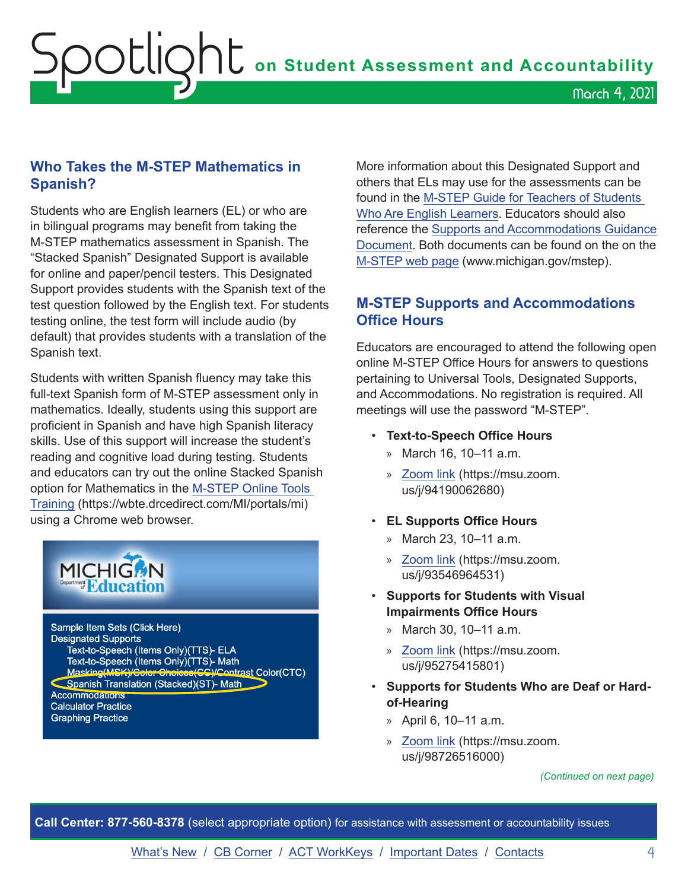## Who Takes the M-STEP Mathematics in Spanish?

Students who are English learners (EL) or who are in bilingual programs may benefit from taking the M-STEP mathematics assessment in Spanish. The "Stacked Spanish" Designated Support is available for online and paper/pencil testers. This Designated Support provides students with the Spanish text of the test question followed by the English text. For students testing online, the test form will include audio (by default) that provides students with a translation of the Spanish text.

Students with written Spanish fluency may take this full-text Spanish form of M-STEP assessment only in mathematics. Ideally, students using this support are proficient in Spanish and have high Spanish literacy skills. Use of this support will increase the student's reading and cognitive load during testing. Students and educators can try out the online Stacked Spanish option for Mathematics in the M-STEP Online Tools Training (https://wbte.drcedirect.com/MI/portals/mi) using a Chrome web browser.

MICHIGAN Department of Education

Sample Item Sets (Click Here)
Designated Supports
Text-to-Speech (Items Only)(TTS)- ELA
Text-to-Speech (Items Only)(TTS)- Math
Masking(MSK)/Color Choices(CC)/Contrast Color(CTC)
Spanish Translation (Stacked)(ST)- Math
Accommodations
Calculator Practice
Graphing Practice

More information about this Designated Support and others that ELs may use for the assessments can be found in the M-STEP Guide for Teachers of Students Who Are English Learners. Educators should also reference the Supports and Accommodations Guidance Document. Both documents can be found on the on the M-STEP web page (www.michigan.gov/mstep).

## M-STEP Supports and Accommodations Office Hours

Educators are encouraged to attend the following open online M-STEP Office Hours for answers to questions pertaining to Universal Tools, Designated Supports, and Accommodations. No registration is required. All meetings will use the password "M-STEP".

- **Text-to-Speech Office Hours**
  - March 16, 10–11 a.m.
  - Zoom link (https://msu.zoom.us/j/94190062680)
- **EL Supports Office Hours**
  - March 23, 10–11 a.m.
  - Zoom link (https://msu.zoom.us/j/93546964531)
- **Supports for Students with Visual Impairments Office Hours**
  - March 30, 10–11 a.m.
  - Zoom link (https://msu.zoom.us/j/95275415801)
- **Supports for Students Who are Deaf or Hard-of-Hearing**
  - April 6, 10–11 a.m.
  - Zoom link (https://msu.zoom.us/j/98726516000)

*(Continued on next page)*

**Call Center: 877-560-8378** (select appropriate option) for assistance with assessment or accountability issues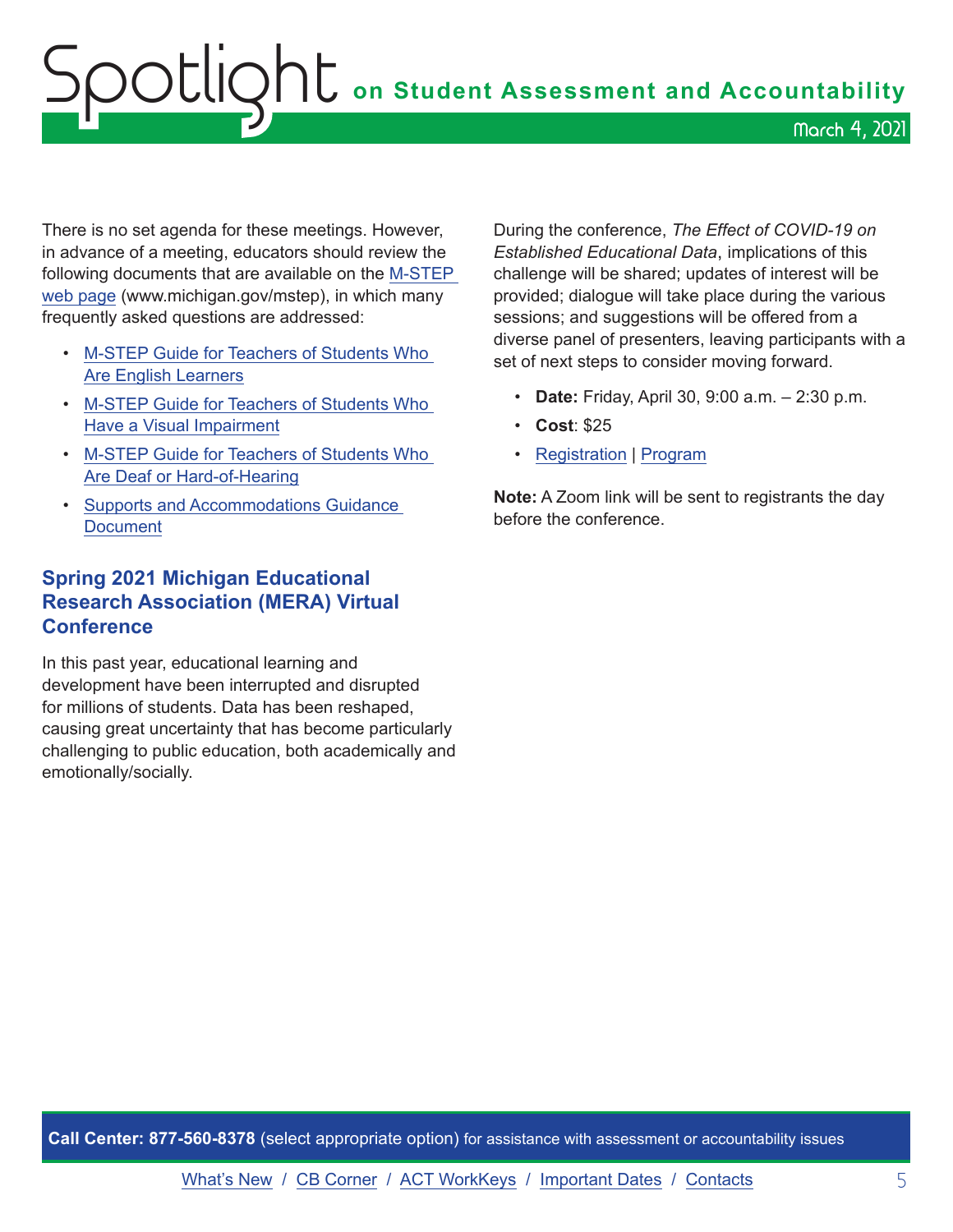There is no set agenda for these meetings. However, in advance of a meeting, educators should review the following documents that are available on the M-STEP web page (www.michigan.gov/mstep), in which many frequently asked questions are addressed:

- M-STEP Guide for Teachers of Students Who Are English Learners
- M-STEP Guide for Teachers of Students Who Have a Visual Impairment
- M-STEP Guide for Teachers of Students Who Are Deaf or Hard-of-Hearing
- Supports and Accommodations Guidance Document

## Spring 2021 Michigan Educational Research Association (MERA) Virtual Conference

In this past year, educational learning and development have been interrupted and disrupted for millions of students. Data has been reshaped, causing great uncertainty that has become particularly challenging to public education, both academically and emotionally/socially.

During the conference, *The Effect of COVID-19 on Established Educational Data*, implications of this challenge will be shared; updates of interest will be provided; dialogue will take place during the various sessions; and suggestions will be offered from a diverse panel of presenters, leaving participants with a set of next steps to consider moving forward.

- **Date:** Friday, April 30, 9:00 a.m. – 2:30 p.m.
- **Cost**: $25
- Registration | Program

**Note:** A Zoom link will be sent to registrants the day before the conference.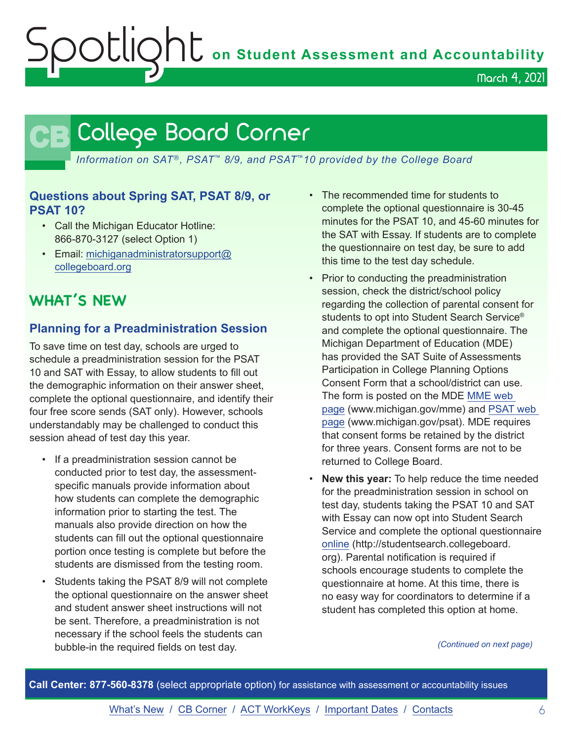# College Board Corner

*Information on SAT®, PSAT™ 8/9, and PSAT™10 provided by the College Board*

### Questions about Spring SAT, PSAT 8/9, or PSAT 10?

- Call the Michigan Educator Hotline: 866-870-3127 (select Option 1)
- Email: michiganadministratorsupport@collegeboard.org

## WHAT'S NEW

### Planning for a Preadministration Session

To save time on test day, schools are urged to schedule a preadministration session for the PSAT 10 and SAT with Essay, to allow students to fill out the demographic information on their answer sheet, complete the optional questionnaire, and identify their four free score sends (SAT only). However, schools understandably may be challenged to conduct this session ahead of test day this year.

- If a preadministration session cannot be conducted prior to test day, the assessment-specific manuals provide information about how students can complete the demographic information prior to starting the test. The manuals also provide direction on how the students can fill out the optional questionnaire portion once testing is complete but before the students are dismissed from the testing room.
- Students taking the PSAT 8/9 will not complete the optional questionnaire on the answer sheet and student answer sheet instructions will not be sent. Therefore, a preadministration is not necessary if the school feels the students can bubble-in the required fields on test day.
- The recommended time for students to complete the optional questionnaire is 30-45 minutes for the PSAT 10, and 45-60 minutes for the SAT with Essay. If students are to complete the questionnaire on test day, be sure to add this time to the test day schedule.
- Prior to conducting the preadministration session, check the district/school policy regarding the collection of parental consent for students to opt into Student Search Service® and complete the optional questionnaire. The Michigan Department of Education (MDE) has provided the SAT Suite of Assessments Participation in College Planning Options Consent Form that a school/district can use. The form is posted on the MDE MME web page (www.michigan.gov/mme) and PSAT web page (www.michigan.gov/psat). MDE requires that consent forms be retained by the district for three years. Consent forms are not to be returned to College Board.
- **New this year:** To help reduce the time needed for the preadministration session in school on test day, students taking the PSAT 10 and SAT with Essay can now opt into Student Search Service and complete the optional questionnaire online (http://studentsearch.collegeboard.org). Parental notification is required if schools encourage students to complete the questionnaire at home. At this time, there is no easy way for coordinators to determine if a student has completed this option at home.

*(Continued on next page)*

**Call Center: 877-560-8378** (select appropriate option) for assistance with assessment or accountability issues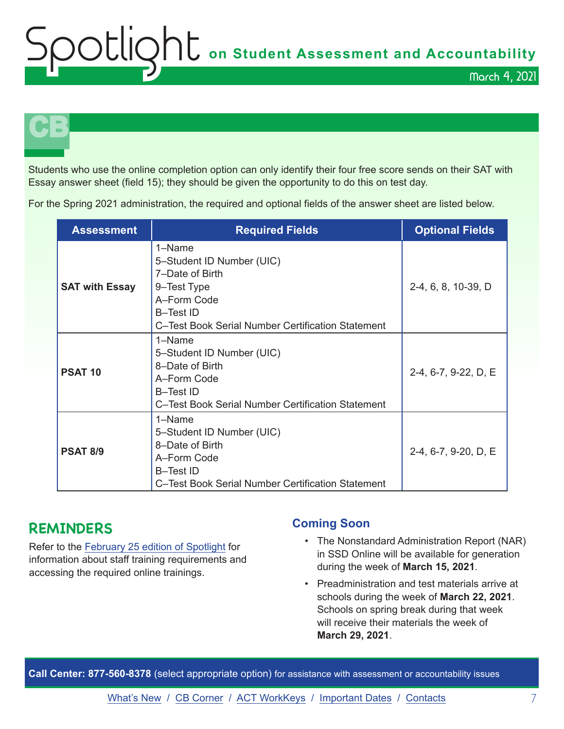# CB

Students who use the online completion option can only identify their four free score sends on their SAT with Essay answer sheet (field 15); they should be given the opportunity to do this on test day.

For the Spring 2021 administration, the required and optional fields of the answer sheet are listed below.

| Assessment | Required Fields | Optional Fields |
|---|---|---|
| **SAT with Essay** | 1–Name<br>5–Student ID Number (UIC)<br>7–Date of Birth<br>9–Test Type<br>A–Form Code<br>B–Test ID<br>C–Test Book Serial Number Certification Statement | 2-4, 6, 8, 10-39, D |
| **PSAT 10** | 1–Name<br>5–Student ID Number (UIC)<br>8–Date of Birth<br>A–Form Code<br>B–Test ID<br>C–Test Book Serial Number Certification Statement | 2-4, 6-7, 9-22, D, E |
| **PSAT 8/9** | 1–Name<br>5–Student ID Number (UIC)<br>8–Date of Birth<br>A–Form Code<br>B–Test ID<br>C–Test Book Serial Number Certification Statement | 2-4, 6-7, 9-20, D, E |

## REMINDERS

Refer to the February 25 edition of Spotlight for information about staff training requirements and accessing the required online trainings.

### Coming Soon

- The Nonstandard Administration Report (NAR) in SSD Online will be available for generation during the week of **March 15, 2021**.
- Preadministration and test materials arrive at schools during the week of **March 22, 2021**. Schools on spring break during that week will receive their materials the week of **March 29, 2021**.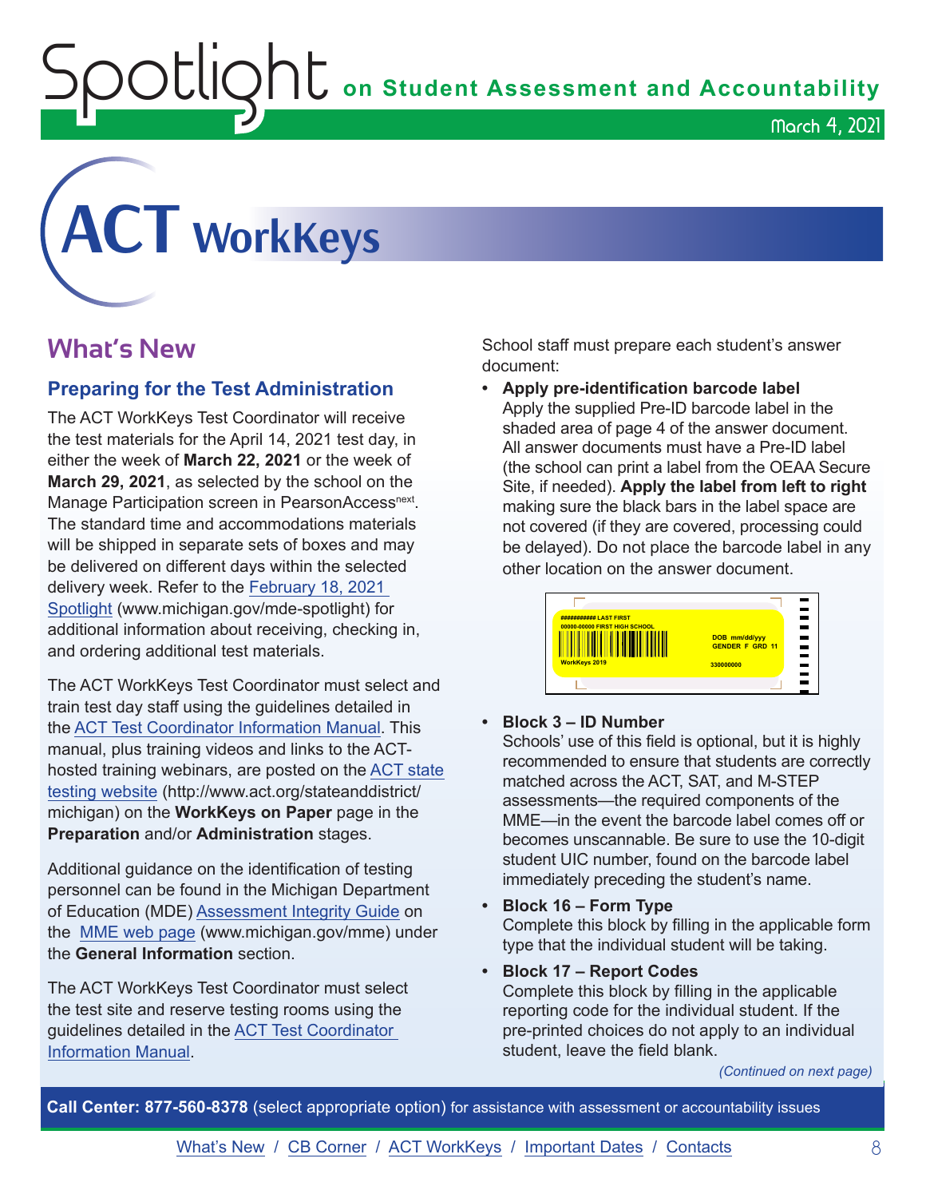# ACT WorkKeys

## What's New

### Preparing for the Test Administration

The ACT WorkKeys Test Coordinator will receive the test materials for the April 14, 2021 test day, in either the week of **March 22, 2021** or the week of **March 29, 2021**, as selected by the school on the Manage Participation screen in PearsonAccess[next]. The standard time and accommodations materials will be shipped in separate sets of boxes and may be delivered on different days within the selected delivery week. Refer to the February 18, 2021 Spotlight (www.michigan.gov/mde-spotlight) for additional information about receiving, checking in, and ordering additional test materials.

The ACT WorkKeys Test Coordinator must select and train test day staff using the guidelines detailed in the ACT Test Coordinator Information Manual. This manual, plus training videos and links to the ACT-hosted training webinars, are posted on the ACT state testing website (http://www.act.org/stateanddistrict/michigan) on the **WorkKeys on Paper** page in the **Preparation** and/or **Administration** stages.

Additional guidance on the identification of testing personnel can be found in the Michigan Department of Education (MDE) Assessment Integrity Guide on the MME web page (www.michigan.gov/mme) under the **General Information** section.

The ACT WorkKeys Test Coordinator must select the test site and reserve testing rooms using the guidelines detailed in the ACT Test Coordinator Information Manual.

School staff must prepare each student's answer document:

- **Apply pre-identification barcode label**
  Apply the supplied Pre-ID barcode label in the shaded area of page 4 of the answer document. All answer documents must have a Pre-ID label (the school can print a label from the OEAA Secure Site, if needed). **Apply the label from left to right** making sure the black bars in the label space are not covered (if they are covered, processing could be delayed). Do not place the barcode label in any other location on the answer document.

  ########### LAST FIRST
  00000-00000 FIRST HIGH SCHOOL
  WorkKeys 2019
  DOB mm/dd/yyy
  GENDER F GRD 11
  330000000

- **Block 3 – ID Number**
  Schools' use of this field is optional, but it is highly recommended to ensure that students are correctly matched across the ACT, SAT, and M-STEP assessments—the required components of the MME—in the event the barcode label comes off or becomes unscannable. Be sure to use the 10-digit student UIC number, found on the barcode label immediately preceding the student's name.
- **Block 16 – Form Type**
  Complete this block by filling in the applicable form type that the individual student will be taking.
- **Block 17 – Report Codes**
  Complete this block by filling in the applicable reporting code for the individual student. If the pre-printed choices do not apply to an individual student, leave the field blank.

*(Continued on next page)*

**Call Center: 877-560-8378** (select appropriate option) for assistance with assessment or accountability issues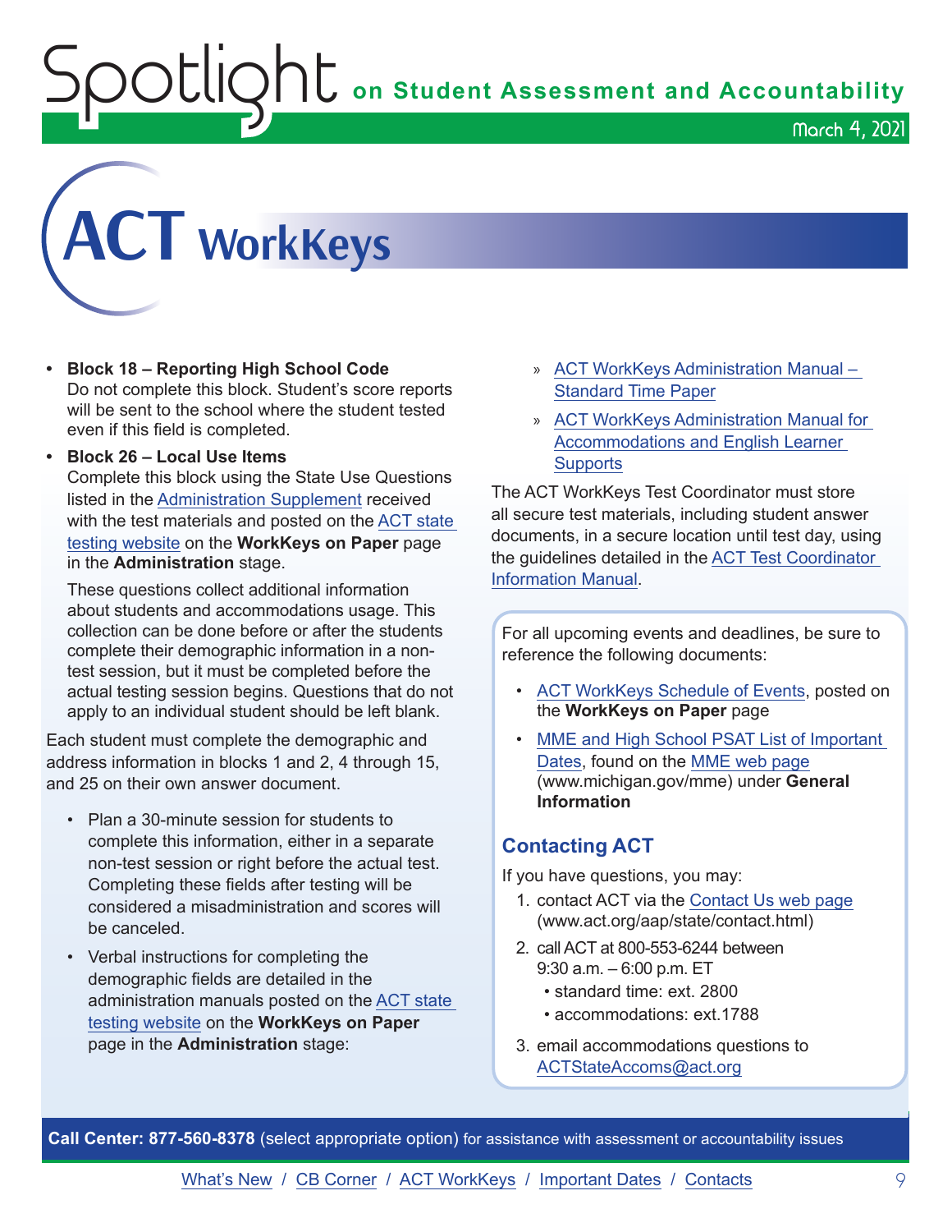# ACT WorkKeys

- **Block 18 – Reporting High School Code**
  Do not complete this block. Student's score reports will be sent to the school where the student tested even if this field is completed.
- **Block 26 – Local Use Items**
  Complete this block using the State Use Questions listed in the Administration Supplement received with the test materials and posted on the ACT state testing website on the **WorkKeys on Paper** page in the **Administration** stage.

  These questions collect additional information about students and accommodations usage. This collection can be done before or after the students complete their demographic information in a non-test session, but it must be completed before the actual testing session begins. Questions that do not apply to an individual student should be left blank.

Each student must complete the demographic and address information in blocks 1 and 2, 4 through 15, and 25 on their own answer document.

- Plan a 30-minute session for students to complete this information, either in a separate non-test session or right before the actual test. Completing these fields after testing will be considered a misadministration and scores will be canceled.
- Verbal instructions for completing the demographic fields are detailed in the administration manuals posted on the ACT state testing website on the **WorkKeys on Paper** page in the **Administration** stage:
  - » ACT WorkKeys Administration Manual – Standard Time Paper
  - » ACT WorkKeys Administration Manual for Accommodations and English Learner Supports

The ACT WorkKeys Test Coordinator must store all secure test materials, including student answer documents, in a secure location until test day, using the guidelines detailed in the ACT Test Coordinator Information Manual.

For all upcoming events and deadlines, be sure to reference the following documents:

- ACT WorkKeys Schedule of Events, posted on the **WorkKeys on Paper** page
- MME and High School PSAT List of Important Dates, found on the MME web page (www.michigan.gov/mme) under **General Information**

## Contacting ACT

If you have questions, you may:

1. contact ACT via the Contact Us web page (www.act.org/aap/state/contact.html)
2. call ACT at 800-553-6244 between 9:30 a.m. – 6:00 p.m. ET
   - standard time: ext. 2800
   - accommodations: ext.1788
3. email accommodations questions to ACTStateAccoms@act.org

**Call Center: 877-560-8378** (select appropriate option) for assistance with assessment or accountability issues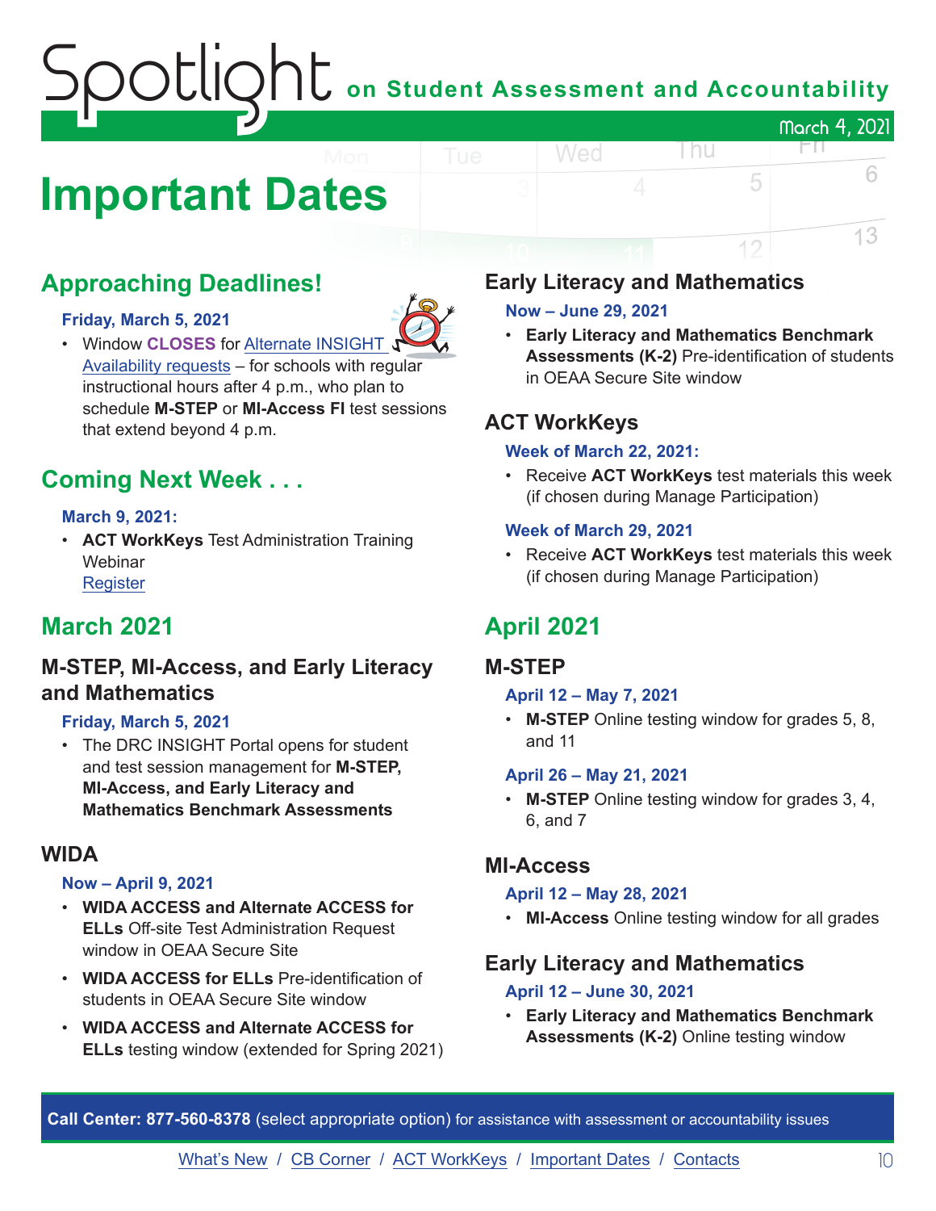# Important Dates

## Approaching Deadlines!

**Friday, March 5, 2021**

- Window **CLOSES** for Alternate INSIGHT Availability requests – for schools with regular instructional hours after 4 p.m., who plan to schedule **M-STEP** or **MI-Access FI** test sessions that extend beyond 4 p.m.

## Coming Next Week . . .

**March 9, 2021:**

- **ACT WorkKeys** Test Administration Training Webinar
  Register

## March 2021

### M-STEP, MI-Access, and Early Literacy and Mathematics

**Friday, March 5, 2021**

- The DRC INSIGHT Portal opens for student and test session management for **M-STEP, MI-Access, and Early Literacy and Mathematics Benchmark Assessments**

### WIDA

**Now – April 9, 2021**

- **WIDA ACCESS and Alternate ACCESS for ELLs** Off-site Test Administration Request window in OEAA Secure Site
- **WIDA ACCESS for ELLs** Pre-identification of students in OEAA Secure Site window
- **WIDA ACCESS and Alternate ACCESS for ELLs** testing window (extended for Spring 2021)

### Early Literacy and Mathematics

**Now – June 29, 2021**

- **Early Literacy and Mathematics Benchmark Assessments (K-2)** Pre-identification of students in OEAA Secure Site window

### ACT WorkKeys

**Week of March 22, 2021:**

- Receive **ACT WorkKeys** test materials this week (if chosen during Manage Participation)

**Week of March 29, 2021**

- Receive **ACT WorkKeys** test materials this week (if chosen during Manage Participation)

## April 2021

### M-STEP

**April 12 – May 7, 2021**

- **M-STEP** Online testing window for grades 5, 8, and 11

**April 26 – May 21, 2021**

- **M-STEP** Online testing window for grades 3, 4, 6, and 7

### MI-Access

**April 12 – May 28, 2021**

- **MI-Access** Online testing window for all grades

### Early Literacy and Mathematics

**April 12 – June 30, 2021**

- **Early Literacy and Mathematics Benchmark Assessments (K-2)** Online testing window

**Call Center: 877-560-8378** (select appropriate option) for assistance with assessment or accountability issues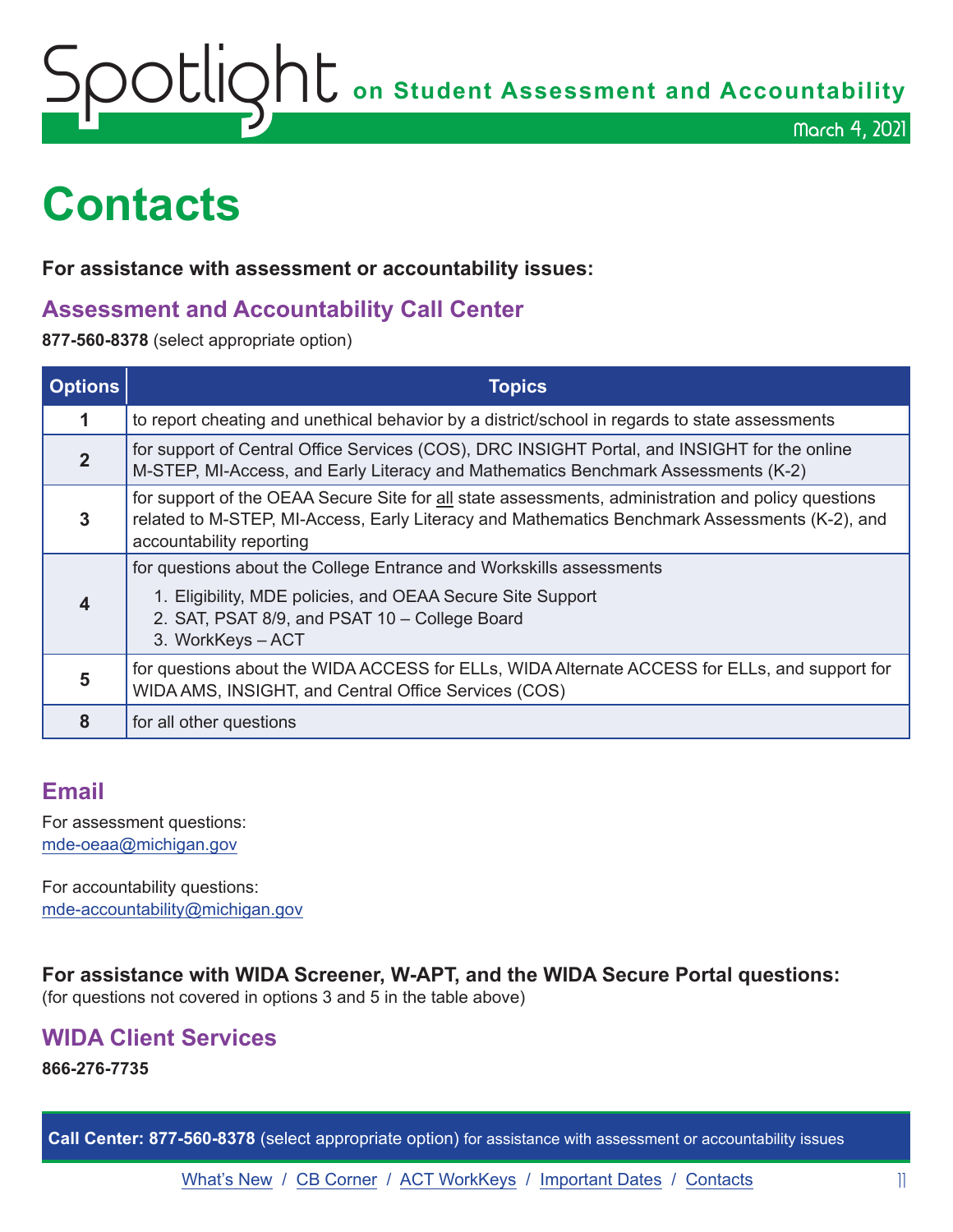# Spotlight on Student Assessment and Accountability

March 4, 2021

# Contacts

**For assistance with assessment or accountability issues:**

## Assessment and Accountability Call Center

**877-560-8378** (select appropriate option)

| Options | Topics |
|---|---|
| **1** | to report cheating and unethical behavior by a district/school in regards to state assessments |
| **2** | for support of Central Office Services (COS), DRC INSIGHT Portal, and INSIGHT for the online M-STEP, MI-Access, and Early Literacy and Mathematics Benchmark Assessments (K-2) |
| **3** | for support of the OEAA Secure Site for all state assessments, administration and policy questions related to M-STEP, MI-Access, Early Literacy and Mathematics Benchmark Assessments (K-2), and accountability reporting |
| **4** | for questions about the College Entrance and Workskills assessments<br>1. Eligibility, MDE policies, and OEAA Secure Site Support<br>2. SAT, PSAT 8/9, and PSAT 10 – College Board<br>3. WorkKeys – ACT |
| **5** | for questions about the WIDA ACCESS for ELLs, WIDA Alternate ACCESS for ELLs, and support for WIDA AMS, INSIGHT, and Central Office Services (COS) |
| **8** | for all other questions |

## Email

For assessment questions:
mde-oeaa@michigan.gov

For accountability questions:
mde-accountability@michigan.gov

**For assistance with WIDA Screener, W-APT, and the WIDA Secure Portal questions:**
(for questions not covered in options 3 and 5 in the table above)

## WIDA Client Services

**866-276-7735**

**Call Center: 877-560-8378** (select appropriate option) for assistance with assessment or accountability issues

What's New / CB Corner / ACT WorkKeys / Important Dates / Contacts